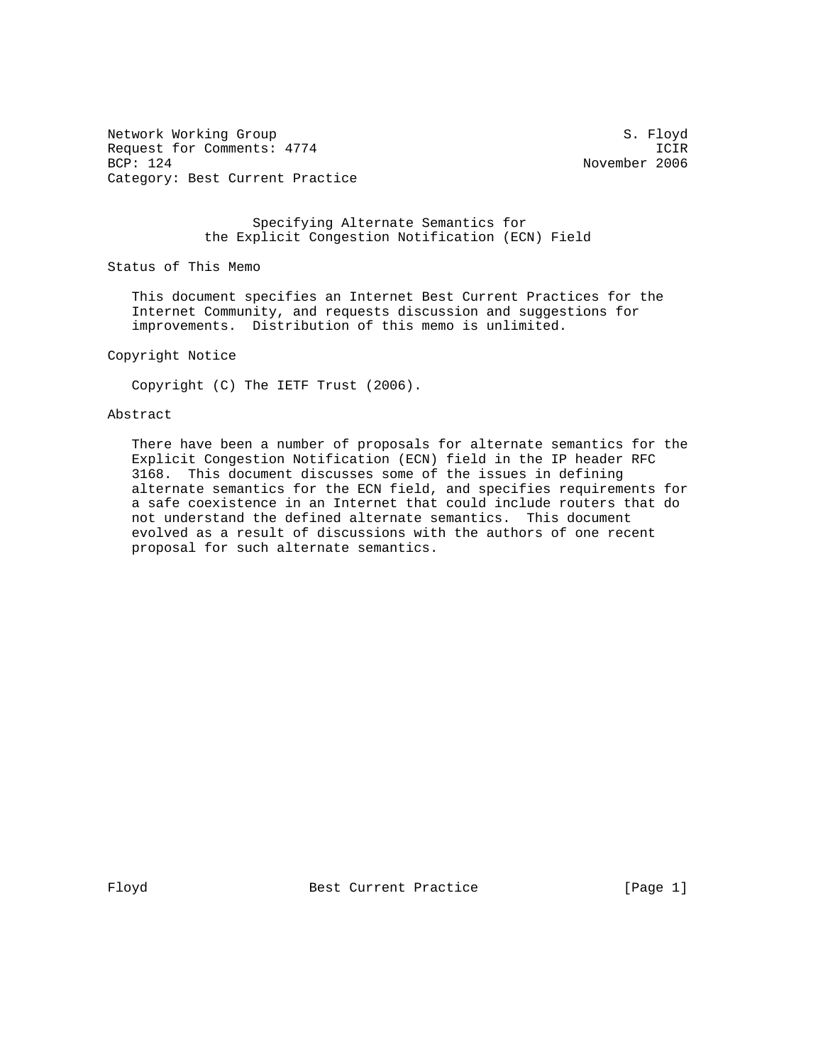Network Working Group S. Floyd
Request for Comments: 4774 ICIR
BCP: 124 November 2006
Category: Best Current Practice

# Specifying Alternate Semantics for the Explicit Congestion Notification (ECN) Field

## Status of This Memo

This document specifies an Internet Best Current Practices for the Internet Community, and requests discussion and suggestions for improvements. Distribution of this memo is unlimited.

## Copyright Notice

Copyright (C) The IETF Trust (2006).

## Abstract

There have been a number of proposals for alternate semantics for the Explicit Congestion Notification (ECN) field in the IP header RFC 3168. This document discusses some of the issues in defining alternate semantics for the ECN field, and specifies requirements for a safe coexistence in an Internet that could include routers that do not understand the defined alternate semantics. This document evolved as a result of discussions with the authors of one recent proposal for such alternate semantics.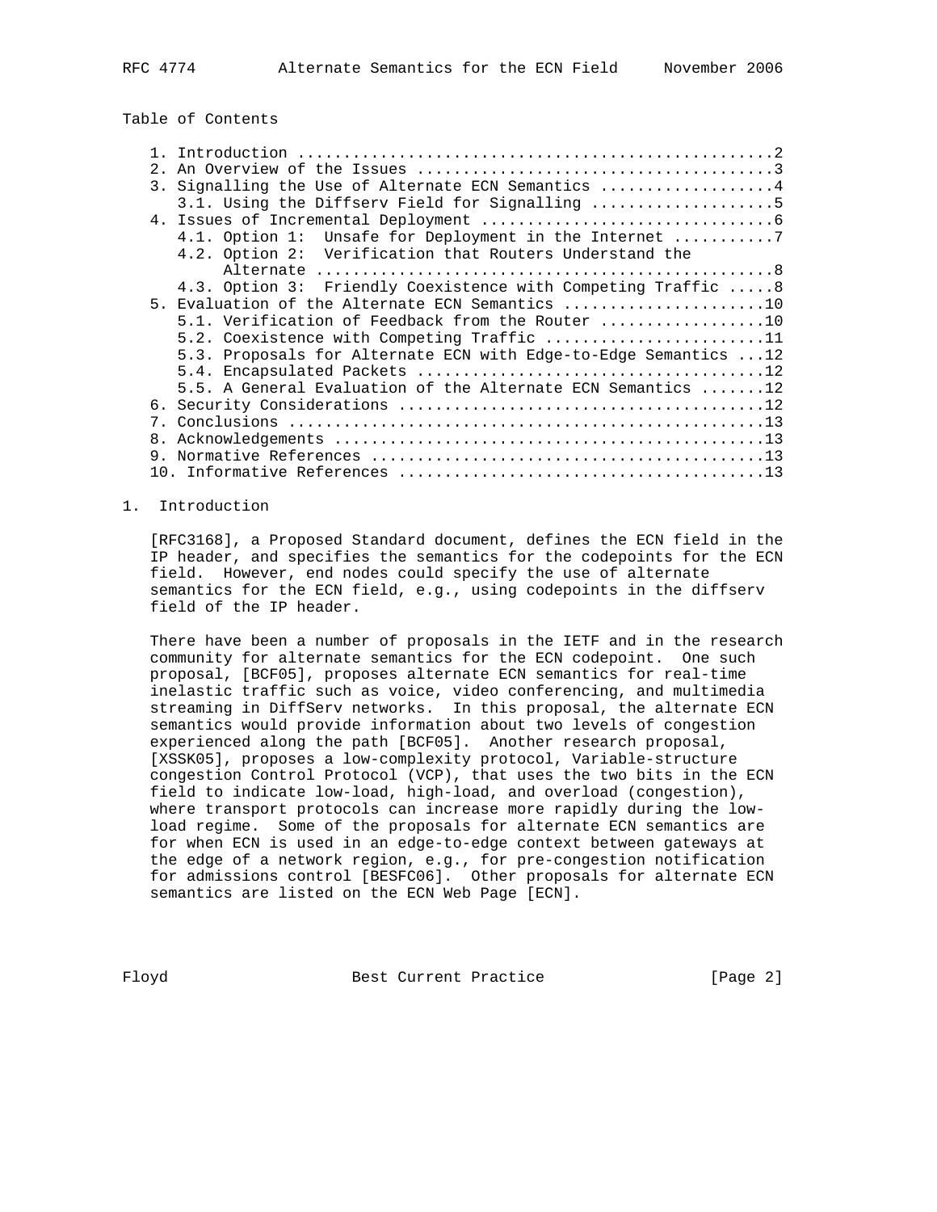## Table of Contents

1. Introduction ....................................................2
2. An Overview of the Issues ......................................3
3. Signalling the Use of Alternate ECN Semantics ..................4
   3.1. Using the Diffserv Field for Signalling ...................5
4. Issues of Incremental Deployment ...............................6
   4.1. Option 1: Unsafe for Deployment in the Internet ...........7
   4.2. Option 2: Verification that Routers Understand the Alternate ................................................8
   4.3. Option 3: Friendly Coexistence with Competing Traffic .....8
5. Evaluation of the Alternate ECN Semantics .....................10
   5.1. Verification of Feedback from the Router .................10
   5.2. Coexistence with Competing Traffic ........................11
   5.3. Proposals for Alternate ECN with Edge-to-Edge Semantics ...12
   5.4. Encapsulated Packets .....................................12
   5.5. A General Evaluation of the Alternate ECN Semantics .......12
6. Security Considerations .......................................12
7. Conclusions ...................................................13
8. Acknowledgements ..............................................13
9. Normative References ..........................................13
10. Informative References .......................................13

## 1. Introduction

[RFC3168], a Proposed Standard document, defines the ECN field in the IP header, and specifies the semantics for the codepoints for the ECN field. However, end nodes could specify the use of alternate semantics for the ECN field, e.g., using codepoints in the diffserv field of the IP header.

There have been a number of proposals in the IETF and in the research community for alternate semantics for the ECN codepoint. One such proposal, [BCF05], proposes alternate ECN semantics for real-time inelastic traffic such as voice, video conferencing, and multimedia streaming in DiffServ networks. In this proposal, the alternate ECN semantics would provide information about two levels of congestion experienced along the path [BCF05]. Another research proposal, [XSSK05], proposes a low-complexity protocol, Variable-structure congestion Control Protocol (VCP), that uses the two bits in the ECN field to indicate low-load, high-load, and overload (congestion), where transport protocols can increase more rapidly during the low-load regime. Some of the proposals for alternate ECN semantics are for when ECN is used in an edge-to-edge context between gateways at the edge of a network region, e.g., for pre-congestion notification for admissions control [BESFC06]. Other proposals for alternate ECN semantics are listed on the ECN Web Page [ECN].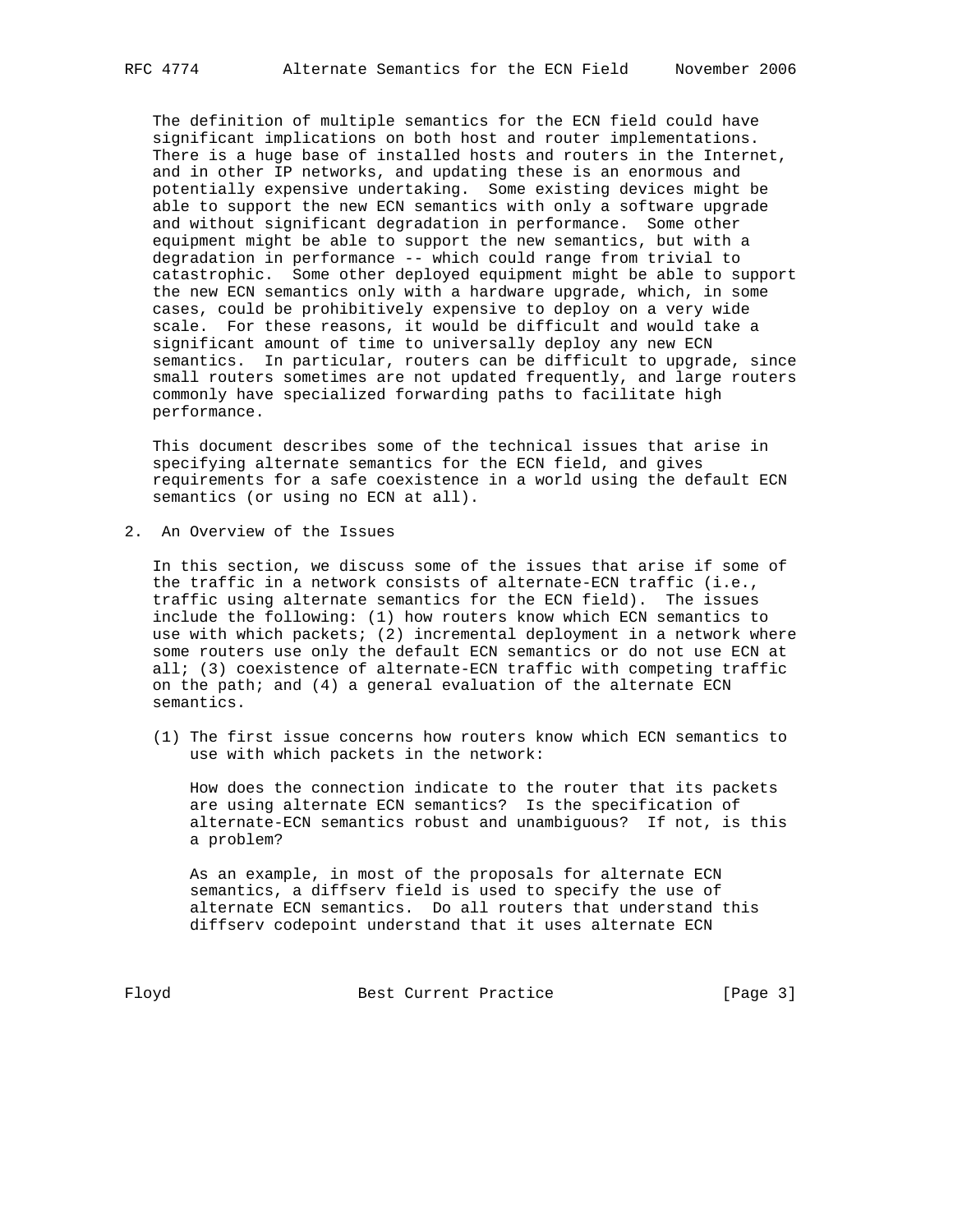The definition of multiple semantics for the ECN field could have significant implications on both host and router implementations. There is a huge base of installed hosts and routers in the Internet, and in other IP networks, and updating these is an enormous and potentially expensive undertaking. Some existing devices might be able to support the new ECN semantics with only a software upgrade and without significant degradation in performance. Some other equipment might be able to support the new semantics, but with a degradation in performance -- which could range from trivial to catastrophic. Some other deployed equipment might be able to support the new ECN semantics only with a hardware upgrade, which, in some cases, could be prohibitively expensive to deploy on a very wide scale. For these reasons, it would be difficult and would take a significant amount of time to universally deploy any new ECN semantics. In particular, routers can be difficult to upgrade, since small routers sometimes are not updated frequently, and large routers commonly have specialized forwarding paths to facilitate high performance.

This document describes some of the technical issues that arise in specifying alternate semantics for the ECN field, and gives requirements for a safe coexistence in a world using the default ECN semantics (or using no ECN at all).

## 2. An Overview of the Issues

In this section, we discuss some of the issues that arise if some of the traffic in a network consists of alternate-ECN traffic (i.e., traffic using alternate semantics for the ECN field). The issues include the following: (1) how routers know which ECN semantics to use with which packets; (2) incremental deployment in a network where some routers use only the default ECN semantics or do not use ECN at all; (3) coexistence of alternate-ECN traffic with competing traffic on the path; and (4) a general evaluation of the alternate ECN semantics.

(1) The first issue concerns how routers know which ECN semantics to use with which packets in the network:

How does the connection indicate to the router that its packets are using alternate ECN semantics? Is the specification of alternate-ECN semantics robust and unambiguous? If not, is this a problem?

As an example, in most of the proposals for alternate ECN semantics, a diffserv field is used to specify the use of alternate ECN semantics. Do all routers that understand this diffserv codepoint understand that it uses alternate ECN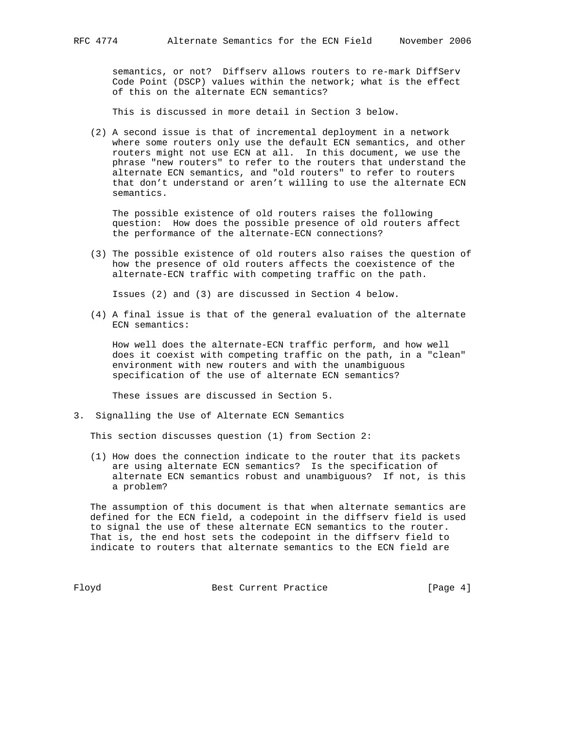semantics, or not? Diffserv allows routers to re-mark DiffServ Code Point (DSCP) values within the network; what is the effect of this on the alternate ECN semantics?

This is discussed in more detail in Section 3 below.

(2) A second issue is that of incremental deployment in a network where some routers only use the default ECN semantics, and other routers might not use ECN at all. In this document, we use the phrase "new routers" to refer to the routers that understand the alternate ECN semantics, and "old routers" to refer to routers that don't understand or aren't willing to use the alternate ECN semantics.

The possible existence of old routers raises the following question: How does the possible presence of old routers affect the performance of the alternate-ECN connections?

(3) The possible existence of old routers also raises the question of how the presence of old routers affects the coexistence of the alternate-ECN traffic with competing traffic on the path.

Issues (2) and (3) are discussed in Section 4 below.

(4) A final issue is that of the general evaluation of the alternate ECN semantics:

How well does the alternate-ECN traffic perform, and how well does it coexist with competing traffic on the path, in a "clean" environment with new routers and with the unambiguous specification of the use of alternate ECN semantics?

These issues are discussed in Section 5.

## 3. Signalling the Use of Alternate ECN Semantics

This section discusses question (1) from Section 2:

(1) How does the connection indicate to the router that its packets are using alternate ECN semantics? Is the specification of alternate ECN semantics robust and unambiguous? If not, is this a problem?

The assumption of this document is that when alternate semantics are defined for the ECN field, a codepoint in the diffserv field is used to signal the use of these alternate ECN semantics to the router. That is, the end host sets the codepoint in the diffserv field to indicate to routers that alternate semantics to the ECN field are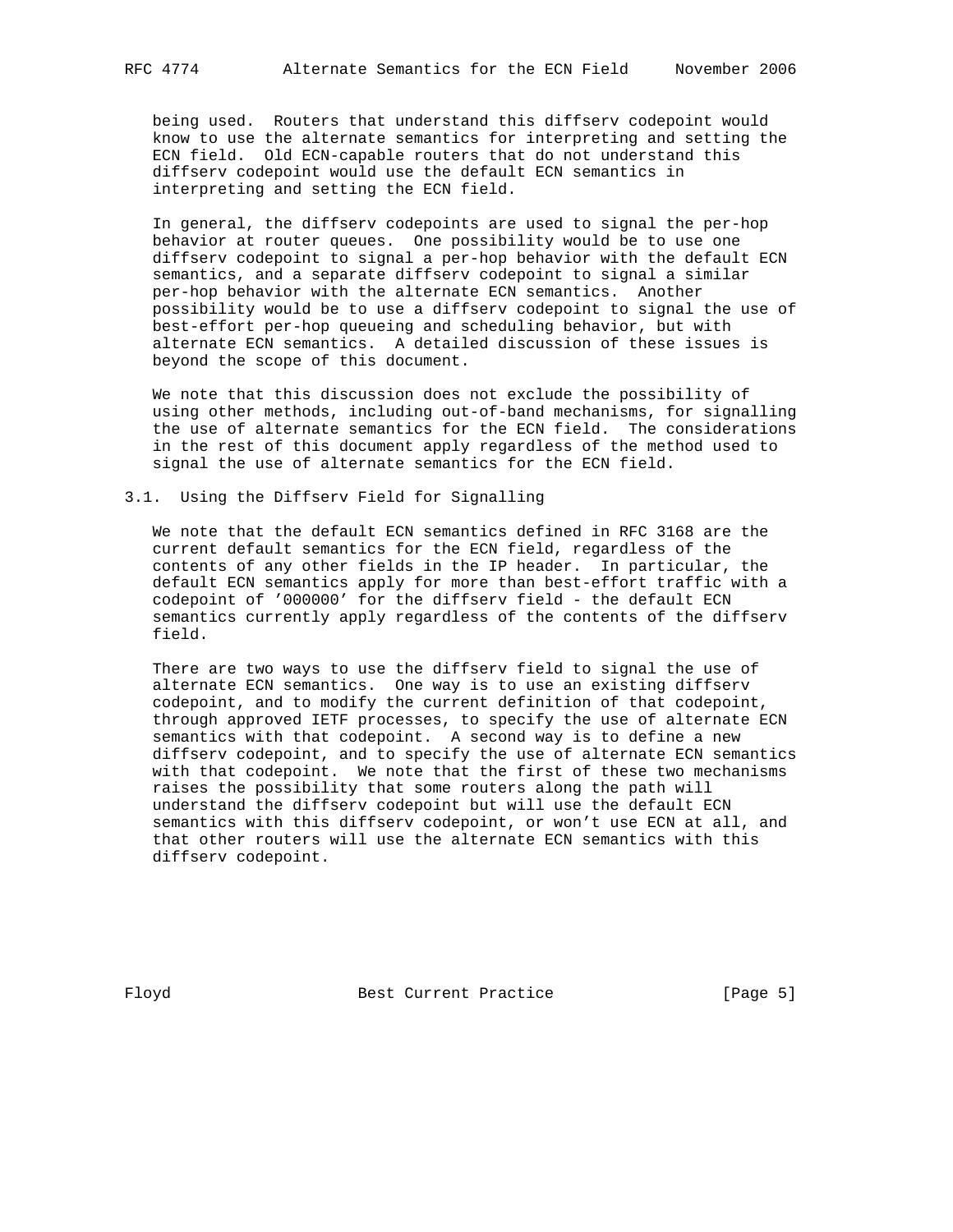being used. Routers that understand this diffserv codepoint would know to use the alternate semantics for interpreting and setting the ECN field. Old ECN-capable routers that do not understand this diffserv codepoint would use the default ECN semantics in interpreting and setting the ECN field.

In general, the diffserv codepoints are used to signal the per-hop behavior at router queues. One possibility would be to use one diffserv codepoint to signal a per-hop behavior with the default ECN semantics, and a separate diffserv codepoint to signal a similar per-hop behavior with the alternate ECN semantics. Another possibility would be to use a diffserv codepoint to signal the use of best-effort per-hop queueing and scheduling behavior, but with alternate ECN semantics. A detailed discussion of these issues is beyond the scope of this document.

We note that this discussion does not exclude the possibility of using other methods, including out-of-band mechanisms, for signalling the use of alternate semantics for the ECN field. The considerations in the rest of this document apply regardless of the method used to signal the use of alternate semantics for the ECN field.

### 3.1. Using the Diffserv Field for Signalling

We note that the default ECN semantics defined in RFC 3168 are the current default semantics for the ECN field, regardless of the contents of any other fields in the IP header. In particular, the default ECN semantics apply for more than best-effort traffic with a codepoint of '000000' for the diffserv field - the default ECN semantics currently apply regardless of the contents of the diffserv field.

There are two ways to use the diffserv field to signal the use of alternate ECN semantics. One way is to use an existing diffserv codepoint, and to modify the current definition of that codepoint, through approved IETF processes, to specify the use of alternate ECN semantics with that codepoint. A second way is to define a new diffserv codepoint, and to specify the use of alternate ECN semantics with that codepoint. We note that the first of these two mechanisms raises the possibility that some routers along the path will understand the diffserv codepoint but will use the default ECN semantics with this diffserv codepoint, or won't use ECN at all, and that other routers will use the alternate ECN semantics with this diffserv codepoint.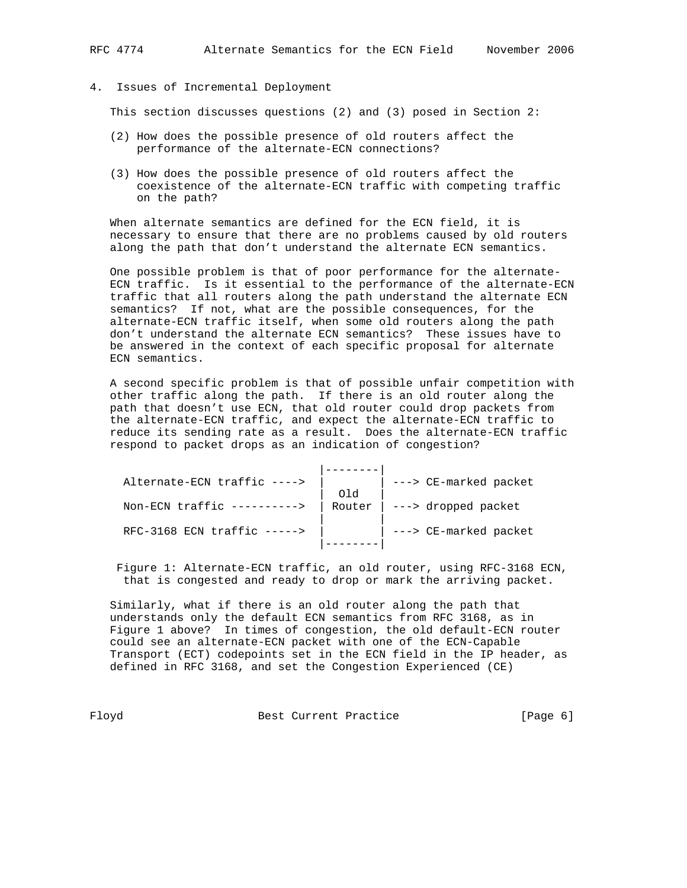## 4. Issues of Incremental Deployment

This section discusses questions (2) and (3) posed in Section 2:

(2) How does the possible presence of old routers affect the performance of the alternate-ECN connections?

(3) How does the possible presence of old routers affect the coexistence of the alternate-ECN traffic with competing traffic on the path?

When alternate semantics are defined for the ECN field, it is necessary to ensure that there are no problems caused by old routers along the path that don't understand the alternate ECN semantics.

One possible problem is that of poor performance for the alternate-ECN traffic. Is it essential to the performance of the alternate-ECN traffic that all routers along the path understand the alternate ECN semantics? If not, what are the possible consequences, for the alternate-ECN traffic itself, when some old routers along the path don't understand the alternate ECN semantics? These issues have to be answered in the context of each specific proposal for alternate ECN semantics.

A second specific problem is that of possible unfair competition with other traffic along the path. If there is an old router along the path that doesn't use ECN, that old router could drop packets from the alternate-ECN traffic, and expect the alternate-ECN traffic to reduce its sending rate as a result. Does the alternate-ECN traffic respond to packet drops as an indication of congestion?

```
                               |--------|
  Alternate-ECN traffic ---->  |        | ---> CE-marked packet
                               |  Old   |
  Non-ECN traffic ---------->  | Router | ---> dropped packet
                               |        |
  RFC-3168 ECN traffic ----->  |        | ---> CE-marked packet
                               |--------|
```

Figure 1: Alternate-ECN traffic, an old router, using RFC-3168 ECN, that is congested and ready to drop or mark the arriving packet.

Similarly, what if there is an old router along the path that understands only the default ECN semantics from RFC 3168, as in Figure 1 above? In times of congestion, the old default-ECN router could see an alternate-ECN packet with one of the ECN-Capable Transport (ECT) codepoints set in the ECN field in the IP header, as defined in RFC 3168, and set the Congestion Experienced (CE)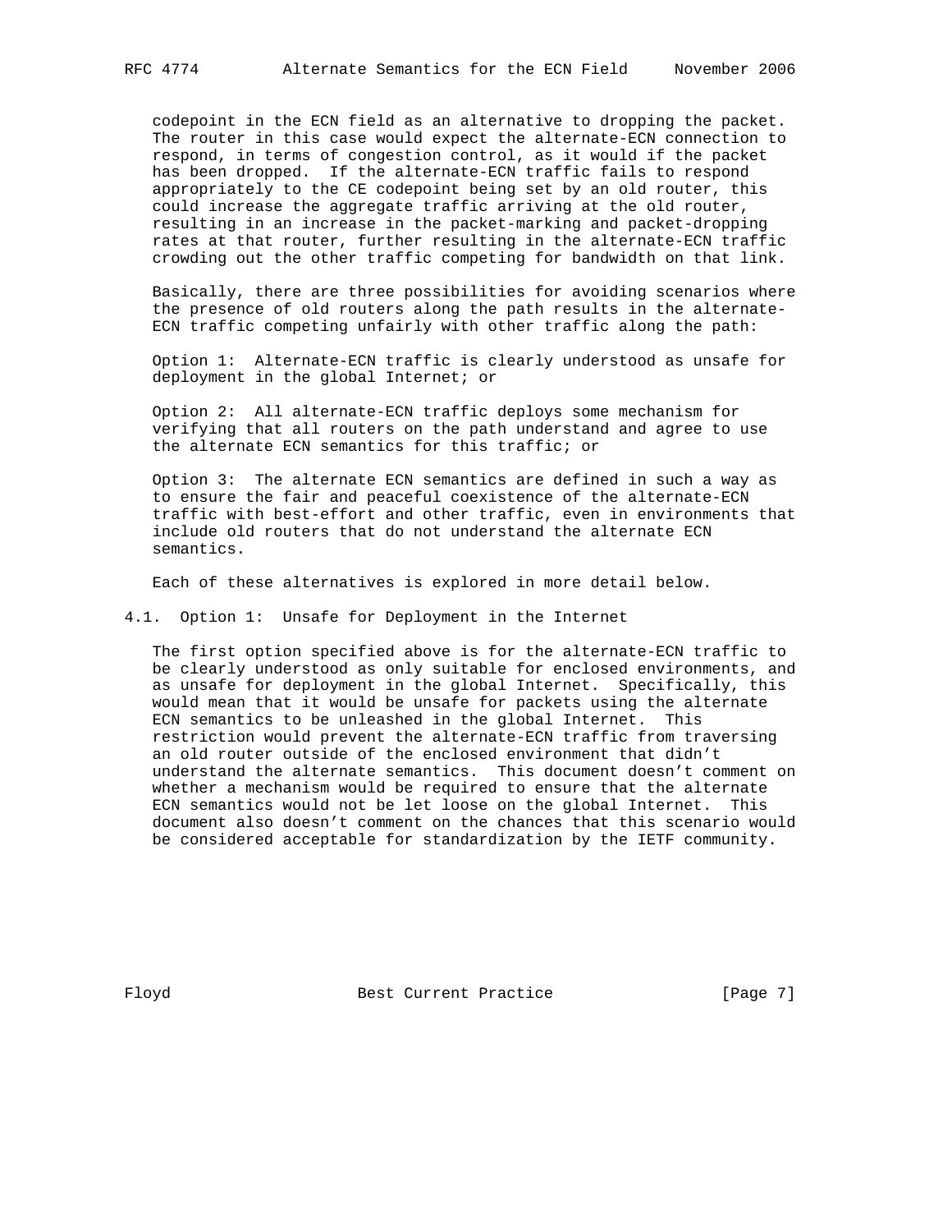codepoint in the ECN field as an alternative to dropping the packet. The router in this case would expect the alternate-ECN connection to respond, in terms of congestion control, as it would if the packet has been dropped. If the alternate-ECN traffic fails to respond appropriately to the CE codepoint being set by an old router, this could increase the aggregate traffic arriving at the old router, resulting in an increase in the packet-marking and packet-dropping rates at that router, further resulting in the alternate-ECN traffic crowding out the other traffic competing for bandwidth on that link.

Basically, there are three possibilities for avoiding scenarios where the presence of old routers along the path results in the alternate-ECN traffic competing unfairly with other traffic along the path:

Option 1: Alternate-ECN traffic is clearly understood as unsafe for deployment in the global Internet; or

Option 2: All alternate-ECN traffic deploys some mechanism for verifying that all routers on the path understand and agree to use the alternate ECN semantics for this traffic; or

Option 3: The alternate ECN semantics are defined in such a way as to ensure the fair and peaceful coexistence of the alternate-ECN traffic with best-effort and other traffic, even in environments that include old routers that do not understand the alternate ECN semantics.

Each of these alternatives is explored in more detail below.

### 4.1. Option 1: Unsafe for Deployment in the Internet

The first option specified above is for the alternate-ECN traffic to be clearly understood as only suitable for enclosed environments, and as unsafe for deployment in the global Internet. Specifically, this would mean that it would be unsafe for packets using the alternate ECN semantics to be unleashed in the global Internet. This restriction would prevent the alternate-ECN traffic from traversing an old router outside of the enclosed environment that didn't understand the alternate semantics. This document doesn't comment on whether a mechanism would be required to ensure that the alternate ECN semantics would not be let loose on the global Internet. This document also doesn't comment on the chances that this scenario would be considered acceptable for standardization by the IETF community.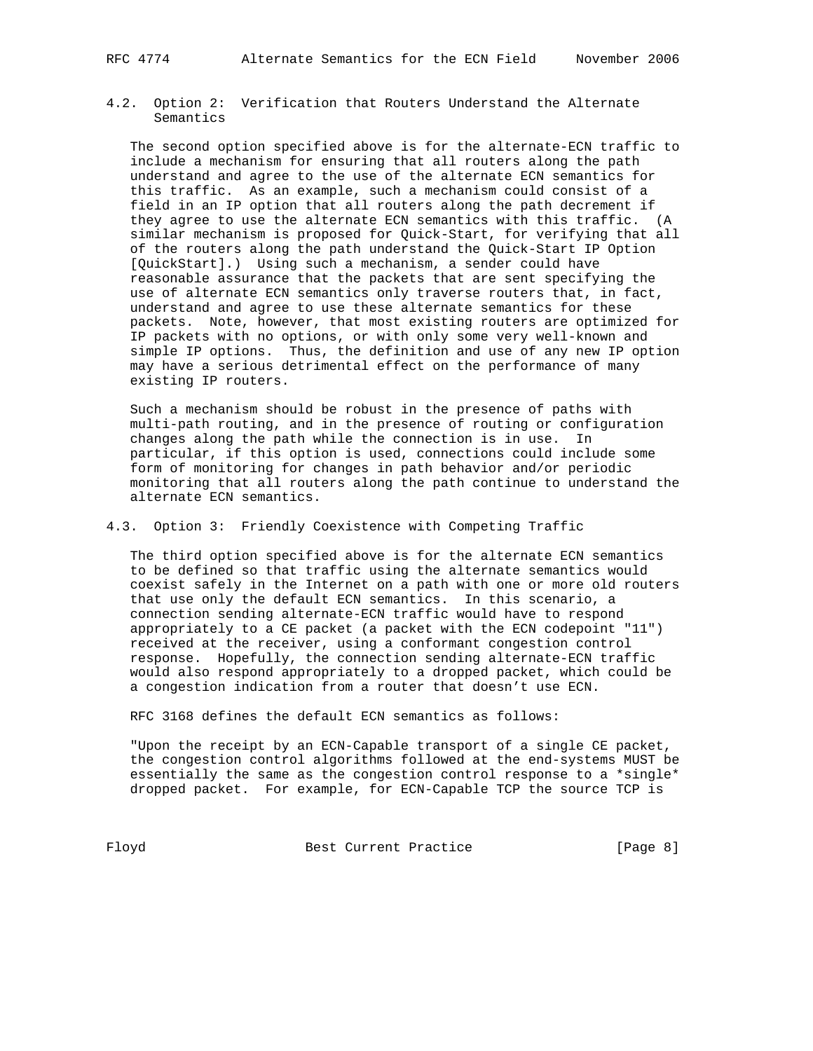### 4.2. Option 2: Verification that Routers Understand the Alternate Semantics

The second option specified above is for the alternate-ECN traffic to include a mechanism for ensuring that all routers along the path understand and agree to the use of the alternate ECN semantics for this traffic. As an example, such a mechanism could consist of a field in an IP option that all routers along the path decrement if they agree to use the alternate ECN semantics with this traffic. (A similar mechanism is proposed for Quick-Start, for verifying that all of the routers along the path understand the Quick-Start IP Option [QuickStart].) Using such a mechanism, a sender could have reasonable assurance that the packets that are sent specifying the use of alternate ECN semantics only traverse routers that, in fact, understand and agree to use these alternate semantics for these packets. Note, however, that most existing routers are optimized for IP packets with no options, or with only some very well-known and simple IP options. Thus, the definition and use of any new IP option may have a serious detrimental effect on the performance of many existing IP routers.

Such a mechanism should be robust in the presence of paths with multi-path routing, and in the presence of routing or configuration changes along the path while the connection is in use. In particular, if this option is used, connections could include some form of monitoring for changes in path behavior and/or periodic monitoring that all routers along the path continue to understand the alternate ECN semantics.

### 4.3. Option 3: Friendly Coexistence with Competing Traffic

The third option specified above is for the alternate ECN semantics to be defined so that traffic using the alternate semantics would coexist safely in the Internet on a path with one or more old routers that use only the default ECN semantics. In this scenario, a connection sending alternate-ECN traffic would have to respond appropriately to a CE packet (a packet with the ECN codepoint "11") received at the receiver, using a conformant congestion control response. Hopefully, the connection sending alternate-ECN traffic would also respond appropriately to a dropped packet, which could be a congestion indication from a router that doesn't use ECN.

RFC 3168 defines the default ECN semantics as follows:

"Upon the receipt by an ECN-Capable transport of a single CE packet, the congestion control algorithms followed at the end-systems MUST be essentially the same as the congestion control response to a *single* dropped packet. For example, for ECN-Capable TCP the source TCP is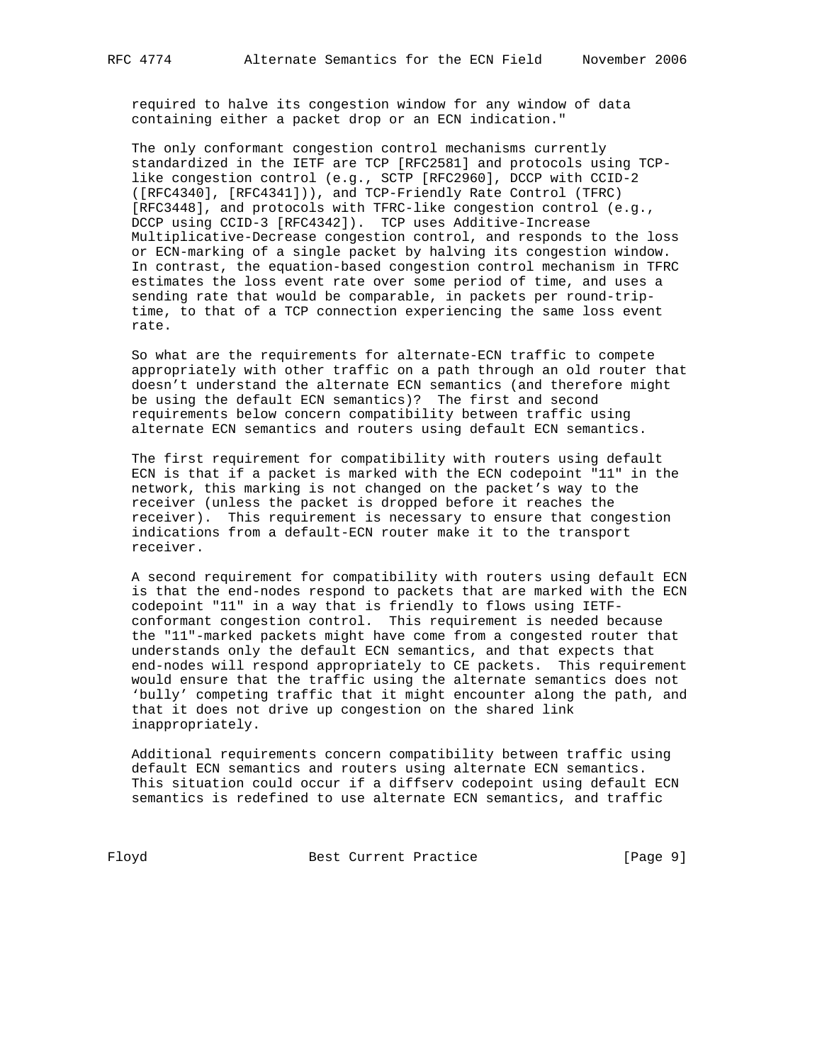required to halve its congestion window for any window of data containing either a packet drop or an ECN indication."

The only conformant congestion control mechanisms currently standardized in the IETF are TCP [RFC2581] and protocols using TCP-like congestion control (e.g., SCTP [RFC2960], DCCP with CCID-2 ([RFC4340], [RFC4341])), and TCP-Friendly Rate Control (TFRC) [RFC3448], and protocols with TFRC-like congestion control (e.g., DCCP using CCID-3 [RFC4342]). TCP uses Additive-Increase Multiplicative-Decrease congestion control, and responds to the loss or ECN-marking of a single packet by halving its congestion window. In contrast, the equation-based congestion control mechanism in TFRC estimates the loss event rate over some period of time, and uses a sending rate that would be comparable, in packets per round-trip-time, to that of a TCP connection experiencing the same loss event rate.

So what are the requirements for alternate-ECN traffic to compete appropriately with other traffic on a path through an old router that doesn't understand the alternate ECN semantics (and therefore might be using the default ECN semantics)? The first and second requirements below concern compatibility between traffic using alternate ECN semantics and routers using default ECN semantics.

The first requirement for compatibility with routers using default ECN is that if a packet is marked with the ECN codepoint "11" in the network, this marking is not changed on the packet's way to the receiver (unless the packet is dropped before it reaches the receiver). This requirement is necessary to ensure that congestion indications from a default-ECN router make it to the transport receiver.

A second requirement for compatibility with routers using default ECN is that the end-nodes respond to packets that are marked with the ECN codepoint "11" in a way that is friendly to flows using IETF-conformant congestion control. This requirement is needed because the "11"-marked packets might have come from a congested router that understands only the default ECN semantics, and that expects that end-nodes will respond appropriately to CE packets. This requirement would ensure that the traffic using the alternate semantics does not 'bully' competing traffic that it might encounter along the path, and that it does not drive up congestion on the shared link inappropriately.

Additional requirements concern compatibility between traffic using default ECN semantics and routers using alternate ECN semantics. This situation could occur if a diffserv codepoint using default ECN semantics is redefined to use alternate ECN semantics, and traffic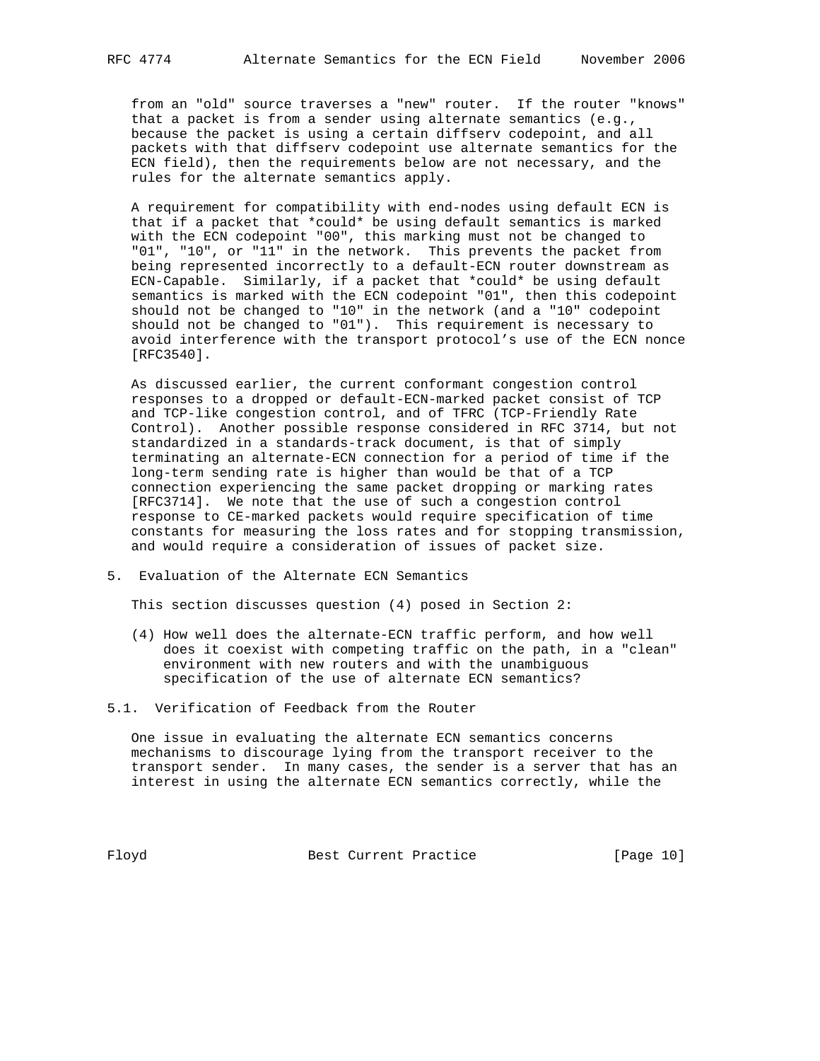from an "old" source traverses a "new" router. If the router "knows" that a packet is from a sender using alternate semantics (e.g., because the packet is using a certain diffserv codepoint, and all packets with that diffserv codepoint use alternate semantics for the ECN field), then the requirements below are not necessary, and the rules for the alternate semantics apply.

A requirement for compatibility with end-nodes using default ECN is that if a packet that *could* be using default semantics is marked with the ECN codepoint "00", this marking must not be changed to "01", "10", or "11" in the network. This prevents the packet from being represented incorrectly to a default-ECN router downstream as ECN-Capable. Similarly, if a packet that *could* be using default semantics is marked with the ECN codepoint "01", then this codepoint should not be changed to "10" in the network (and a "10" codepoint should not be changed to "01"). This requirement is necessary to avoid interference with the transport protocol's use of the ECN nonce [RFC3540].

As discussed earlier, the current conformant congestion control responses to a dropped or default-ECN-marked packet consist of TCP and TCP-like congestion control, and of TFRC (TCP-Friendly Rate Control). Another possible response considered in RFC 3714, but not standardized in a standards-track document, is that of simply terminating an alternate-ECN connection for a period of time if the long-term sending rate is higher than would be that of a TCP connection experiencing the same packet dropping or marking rates [RFC3714]. We note that the use of such a congestion control response to CE-marked packets would require specification of time constants for measuring the loss rates and for stopping transmission, and would require a consideration of issues of packet size.

## 5. Evaluation of the Alternate ECN Semantics

This section discusses question (4) posed in Section 2:

(4) How well does the alternate-ECN traffic perform, and how well does it coexist with competing traffic on the path, in a "clean" environment with new routers and with the unambiguous specification of the use of alternate ECN semantics?

### 5.1. Verification of Feedback from the Router

One issue in evaluating the alternate ECN semantics concerns mechanisms to discourage lying from the transport receiver to the transport sender. In many cases, the sender is a server that has an interest in using the alternate ECN semantics correctly, while the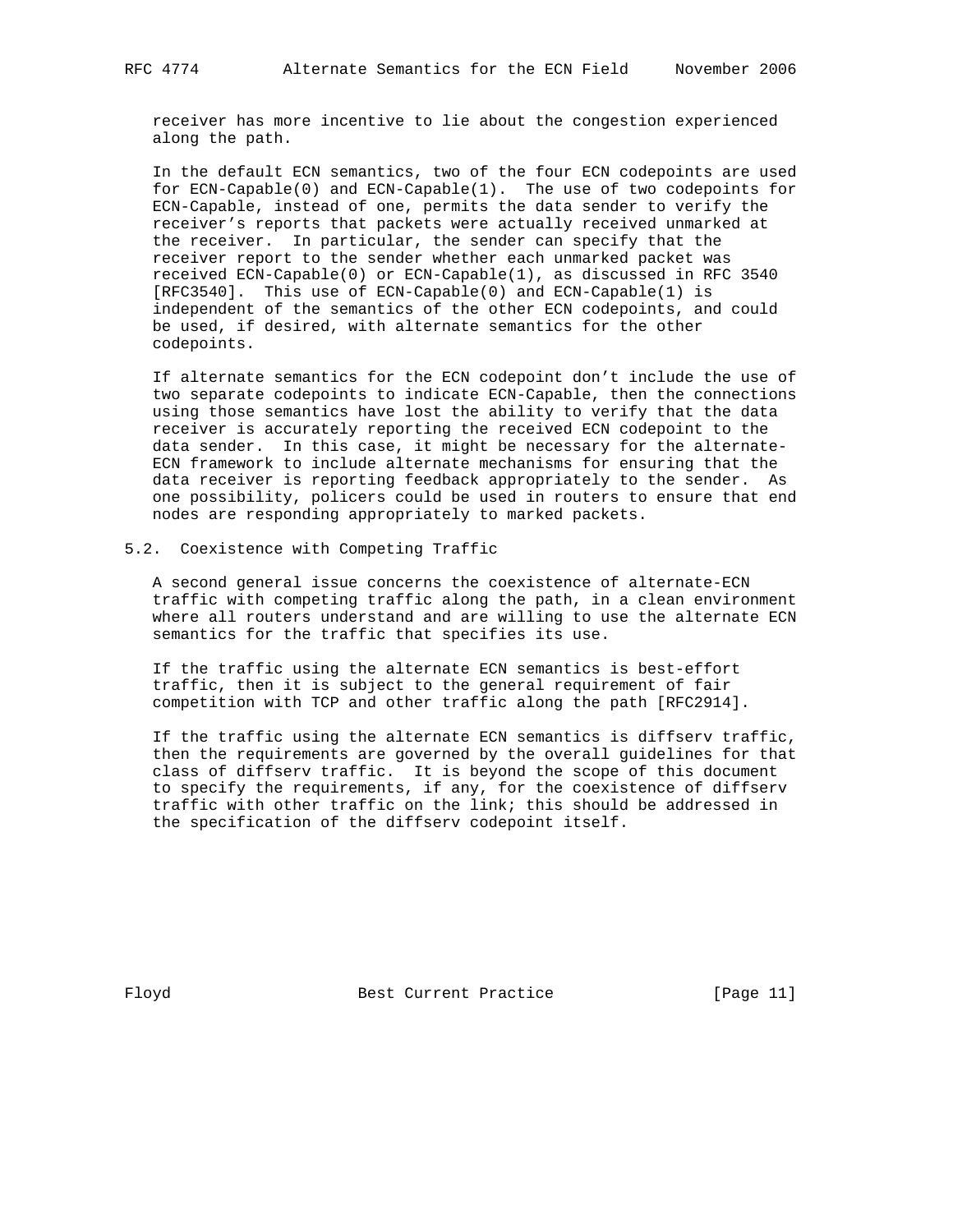receiver has more incentive to lie about the congestion experienced along the path.

In the default ECN semantics, two of the four ECN codepoints are used for ECN-Capable(0) and ECN-Capable(1). The use of two codepoints for ECN-Capable, instead of one, permits the data sender to verify the receiver's reports that packets were actually received unmarked at the receiver. In particular, the sender can specify that the receiver report to the sender whether each unmarked packet was received ECN-Capable(0) or ECN-Capable(1), as discussed in RFC 3540 [RFC3540]. This use of ECN-Capable(0) and ECN-Capable(1) is independent of the semantics of the other ECN codepoints, and could be used, if desired, with alternate semantics for the other codepoints.

If alternate semantics for the ECN codepoint don't include the use of two separate codepoints to indicate ECN-Capable, then the connections using those semantics have lost the ability to verify that the data receiver is accurately reporting the received ECN codepoint to the data sender. In this case, it might be necessary for the alternate-ECN framework to include alternate mechanisms for ensuring that the data receiver is reporting feedback appropriately to the sender. As one possibility, policers could be used in routers to ensure that end nodes are responding appropriately to marked packets.

## 5.2. Coexistence with Competing Traffic

A second general issue concerns the coexistence of alternate-ECN traffic with competing traffic along the path, in a clean environment where all routers understand and are willing to use the alternate ECN semantics for the traffic that specifies its use.

If the traffic using the alternate ECN semantics is best-effort traffic, then it is subject to the general requirement of fair competition with TCP and other traffic along the path [RFC2914].

If the traffic using the alternate ECN semantics is diffserv traffic, then the requirements are governed by the overall guidelines for that class of diffserv traffic. It is beyond the scope of this document to specify the requirements, if any, for the coexistence of diffserv traffic with other traffic on the link; this should be addressed in the specification of the diffserv codepoint itself.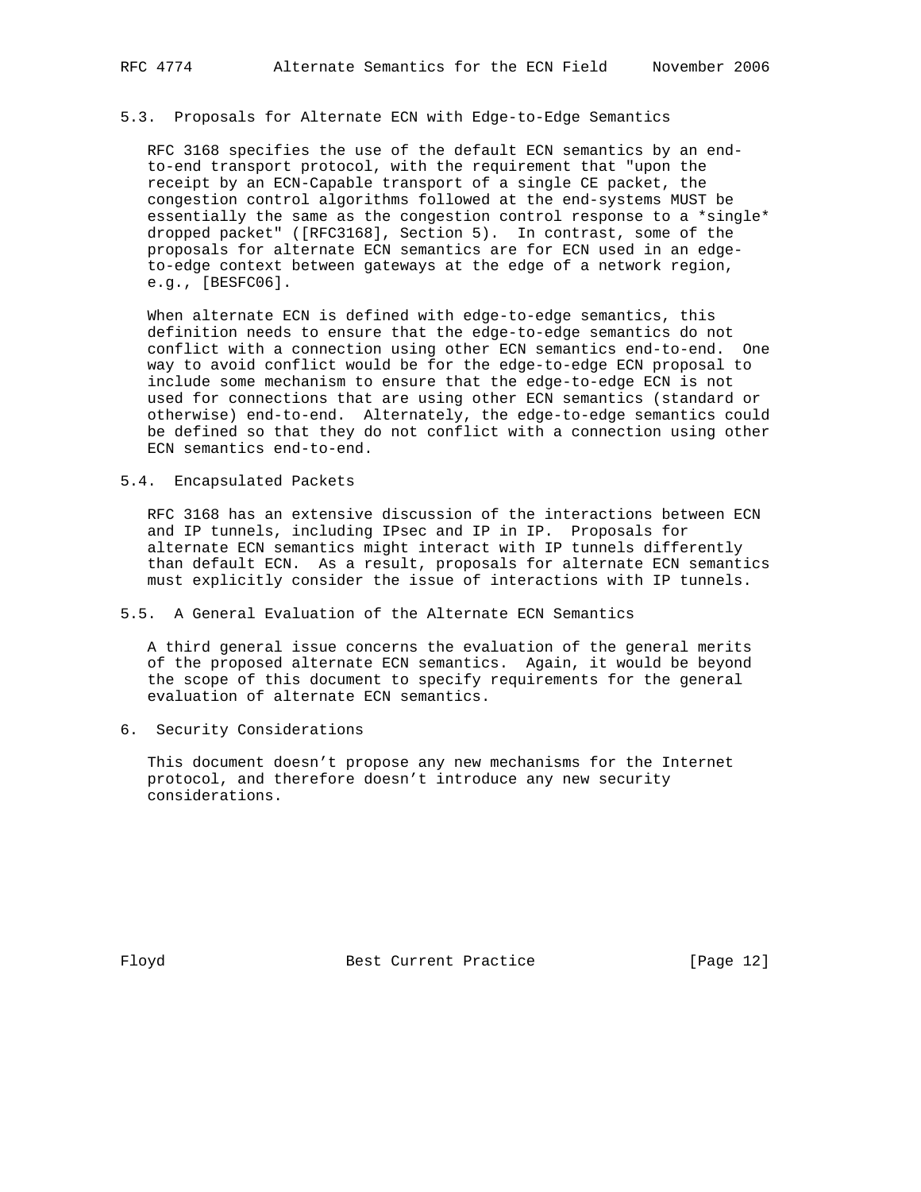## 5.3. Proposals for Alternate ECN with Edge-to-Edge Semantics

RFC 3168 specifies the use of the default ECN semantics by an end-to-end transport protocol, with the requirement that "upon the receipt by an ECN-Capable transport of a single CE packet, the congestion control algorithms followed at the end-systems MUST be essentially the same as the congestion control response to a *single* dropped packet" ([RFC3168], Section 5). In contrast, some of the proposals for alternate ECN semantics are for ECN used in an edge-to-edge context between gateways at the edge of a network region, e.g., [BESFC06].

When alternate ECN is defined with edge-to-edge semantics, this definition needs to ensure that the edge-to-edge semantics do not conflict with a connection using other ECN semantics end-to-end. One way to avoid conflict would be for the edge-to-edge ECN proposal to include some mechanism to ensure that the edge-to-edge ECN is not used for connections that are using other ECN semantics (standard or otherwise) end-to-end. Alternately, the edge-to-edge semantics could be defined so that they do not conflict with a connection using other ECN semantics end-to-end.

## 5.4. Encapsulated Packets

RFC 3168 has an extensive discussion of the interactions between ECN and IP tunnels, including IPsec and IP in IP. Proposals for alternate ECN semantics might interact with IP tunnels differently than default ECN. As a result, proposals for alternate ECN semantics must explicitly consider the issue of interactions with IP tunnels.

## 5.5. A General Evaluation of the Alternate ECN Semantics

A third general issue concerns the evaluation of the general merits of the proposed alternate ECN semantics. Again, it would be beyond the scope of this document to specify requirements for the general evaluation of alternate ECN semantics.

# 6. Security Considerations

This document doesn't propose any new mechanisms for the Internet protocol, and therefore doesn't introduce any new security considerations.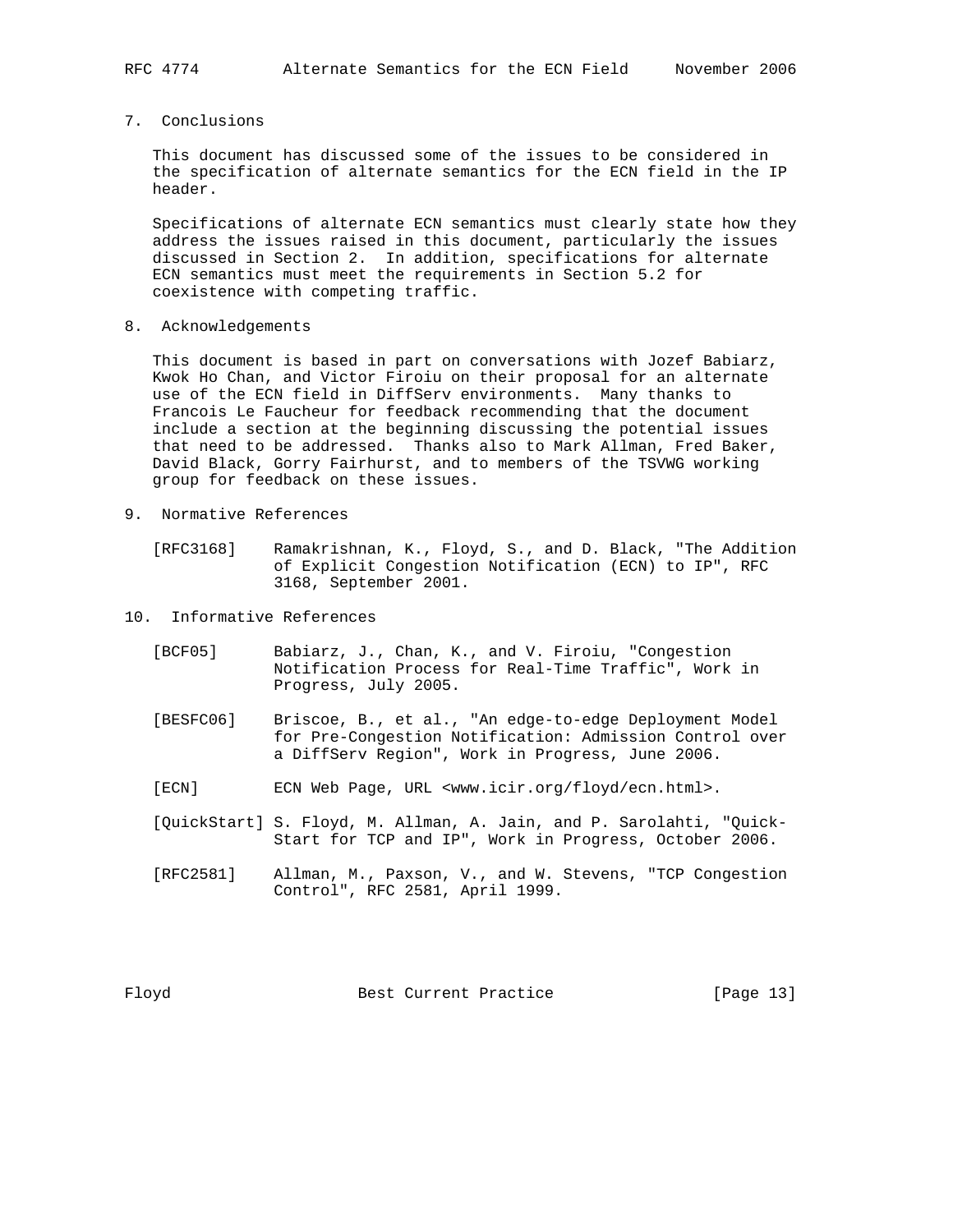## 7. Conclusions

This document has discussed some of the issues to be considered in the specification of alternate semantics for the ECN field in the IP header.

Specifications of alternate ECN semantics must clearly state how they address the issues raised in this document, particularly the issues discussed in Section 2. In addition, specifications for alternate ECN semantics must meet the requirements in Section 5.2 for coexistence with competing traffic.

## 8. Acknowledgements

This document is based in part on conversations with Jozef Babiarz, Kwok Ho Chan, and Victor Firoiu on their proposal for an alternate use of the ECN field in DiffServ environments. Many thanks to Francois Le Faucheur for feedback recommending that the document include a section at the beginning discussing the potential issues that need to be addressed. Thanks also to Mark Allman, Fred Baker, David Black, Gorry Fairhurst, and to members of the TSVWG working group for feedback on these issues.

## 9. Normative References

[RFC3168] Ramakrishnan, K., Floyd, S., and D. Black, "The Addition of Explicit Congestion Notification (ECN) to IP", RFC 3168, September 2001.

## 10. Informative References

[BCF05] Babiarz, J., Chan, K., and V. Firoiu, "Congestion Notification Process for Real-Time Traffic", Work in Progress, July 2005.

[BESFC06] Briscoe, B., et al., "An edge-to-edge Deployment Model for Pre-Congestion Notification: Admission Control over a DiffServ Region", Work in Progress, June 2006.

[ECN] ECN Web Page, URL <www.icir.org/floyd/ecn.html>.

[QuickStart] S. Floyd, M. Allman, A. Jain, and P. Sarolahti, "Quick-Start for TCP and IP", Work in Progress, October 2006.

[RFC2581] Allman, M., Paxson, V., and W. Stevens, "TCP Congestion Control", RFC 2581, April 1999.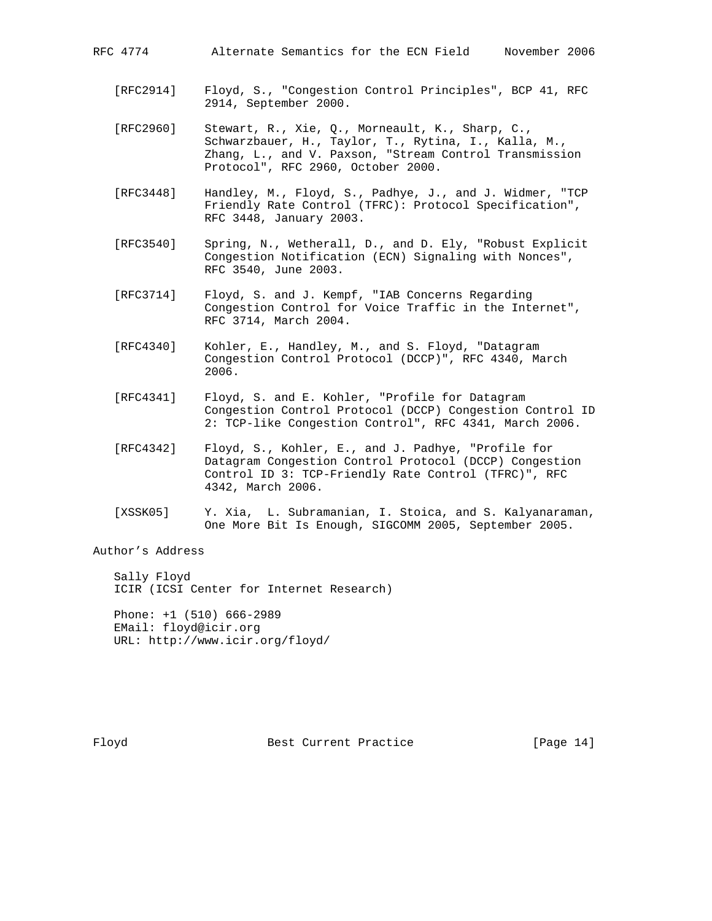[RFC2914] Floyd, S., "Congestion Control Principles", BCP 41, RFC 2914, September 2000.

[RFC2960] Stewart, R., Xie, Q., Morneault, K., Sharp, C., Schwarzbauer, H., Taylor, T., Rytina, I., Kalla, M., Zhang, L., and V. Paxson, "Stream Control Transmission Protocol", RFC 2960, October 2000.

[RFC3448] Handley, M., Floyd, S., Padhye, J., and J. Widmer, "TCP Friendly Rate Control (TFRC): Protocol Specification", RFC 3448, January 2003.

[RFC3540] Spring, N., Wetherall, D., and D. Ely, "Robust Explicit Congestion Notification (ECN) Signaling with Nonces", RFC 3540, June 2003.

[RFC3714] Floyd, S. and J. Kempf, "IAB Concerns Regarding Congestion Control for Voice Traffic in the Internet", RFC 3714, March 2004.

[RFC4340] Kohler, E., Handley, M., and S. Floyd, "Datagram Congestion Control Protocol (DCCP)", RFC 4340, March 2006.

[RFC4341] Floyd, S. and E. Kohler, "Profile for Datagram Congestion Control Protocol (DCCP) Congestion Control ID 2: TCP-like Congestion Control", RFC 4341, March 2006.

[RFC4342] Floyd, S., Kohler, E., and J. Padhye, "Profile for Datagram Congestion Control Protocol (DCCP) Congestion Control ID 3: TCP-Friendly Rate Control (TFRC)", RFC 4342, March 2006.

[XSSK05] Y. Xia, L. Subramanian, I. Stoica, and S. Kalyanaraman, One More Bit Is Enough, SIGCOMM 2005, September 2005.

## Author's Address

Sally Floyd
ICIR (ICSI Center for Internet Research)

Phone: +1 (510) 666-2989
EMail: floyd@icir.org
URL: http://www.icir.org/floyd/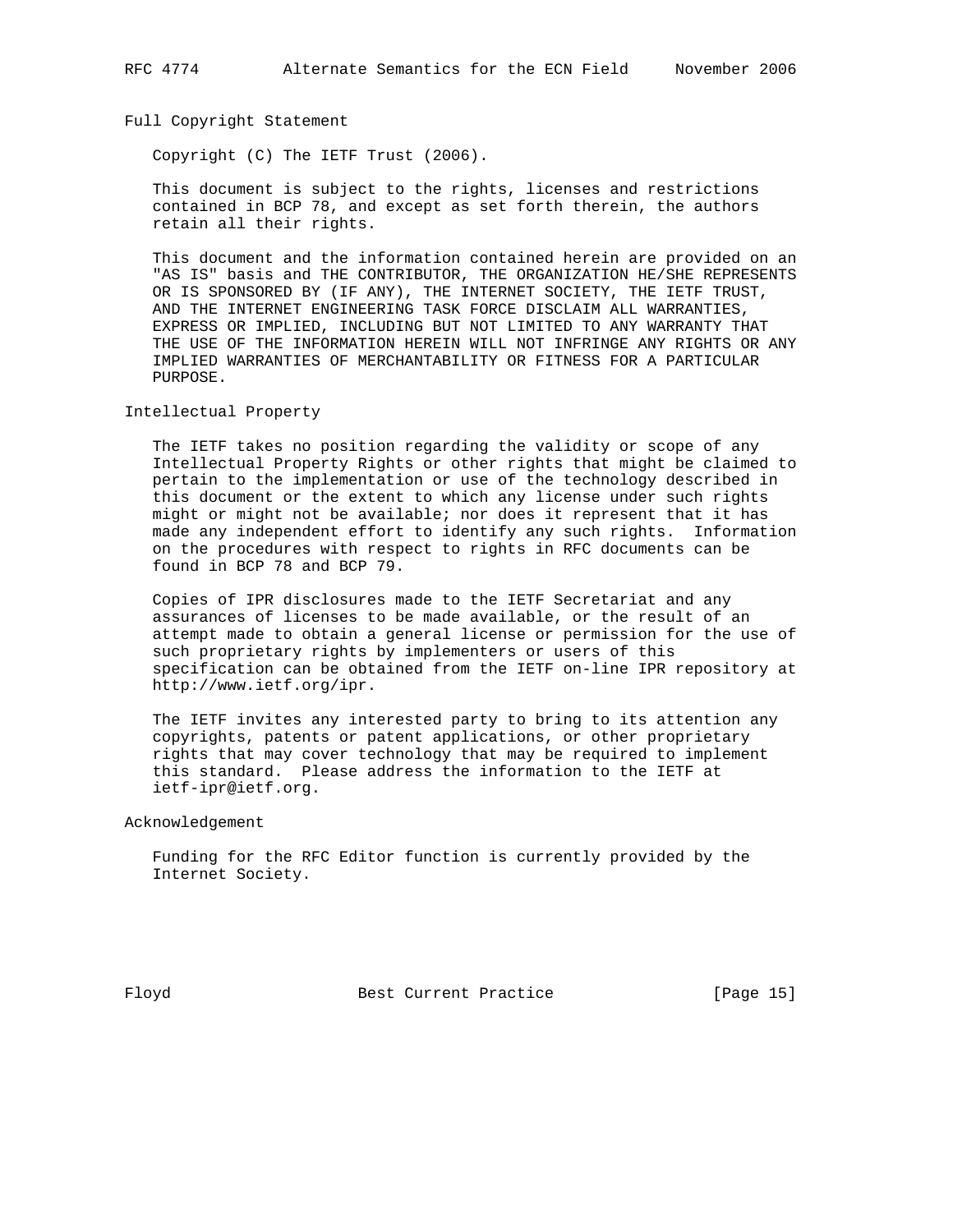## Full Copyright Statement

Copyright (C) The IETF Trust (2006).

This document is subject to the rights, licenses and restrictions contained in BCP 78, and except as set forth therein, the authors retain all their rights.

This document and the information contained herein are provided on an "AS IS" basis and THE CONTRIBUTOR, THE ORGANIZATION HE/SHE REPRESENTS OR IS SPONSORED BY (IF ANY), THE INTERNET SOCIETY, THE IETF TRUST, AND THE INTERNET ENGINEERING TASK FORCE DISCLAIM ALL WARRANTIES, EXPRESS OR IMPLIED, INCLUDING BUT NOT LIMITED TO ANY WARRANTY THAT THE USE OF THE INFORMATION HEREIN WILL NOT INFRINGE ANY RIGHTS OR ANY IMPLIED WARRANTIES OF MERCHANTABILITY OR FITNESS FOR A PARTICULAR PURPOSE.

## Intellectual Property

The IETF takes no position regarding the validity or scope of any Intellectual Property Rights or other rights that might be claimed to pertain to the implementation or use of the technology described in this document or the extent to which any license under such rights might or might not be available; nor does it represent that it has made any independent effort to identify any such rights. Information on the procedures with respect to rights in RFC documents can be found in BCP 78 and BCP 79.

Copies of IPR disclosures made to the IETF Secretariat and any assurances of licenses to be made available, or the result of an attempt made to obtain a general license or permission for the use of such proprietary rights by implementers or users of this specification can be obtained from the IETF on-line IPR repository at http://www.ietf.org/ipr.

The IETF invites any interested party to bring to its attention any copyrights, patents or patent applications, or other proprietary rights that may cover technology that may be required to implement this standard. Please address the information to the IETF at ietf-ipr@ietf.org.

## Acknowledgement

Funding for the RFC Editor function is currently provided by the Internet Society.